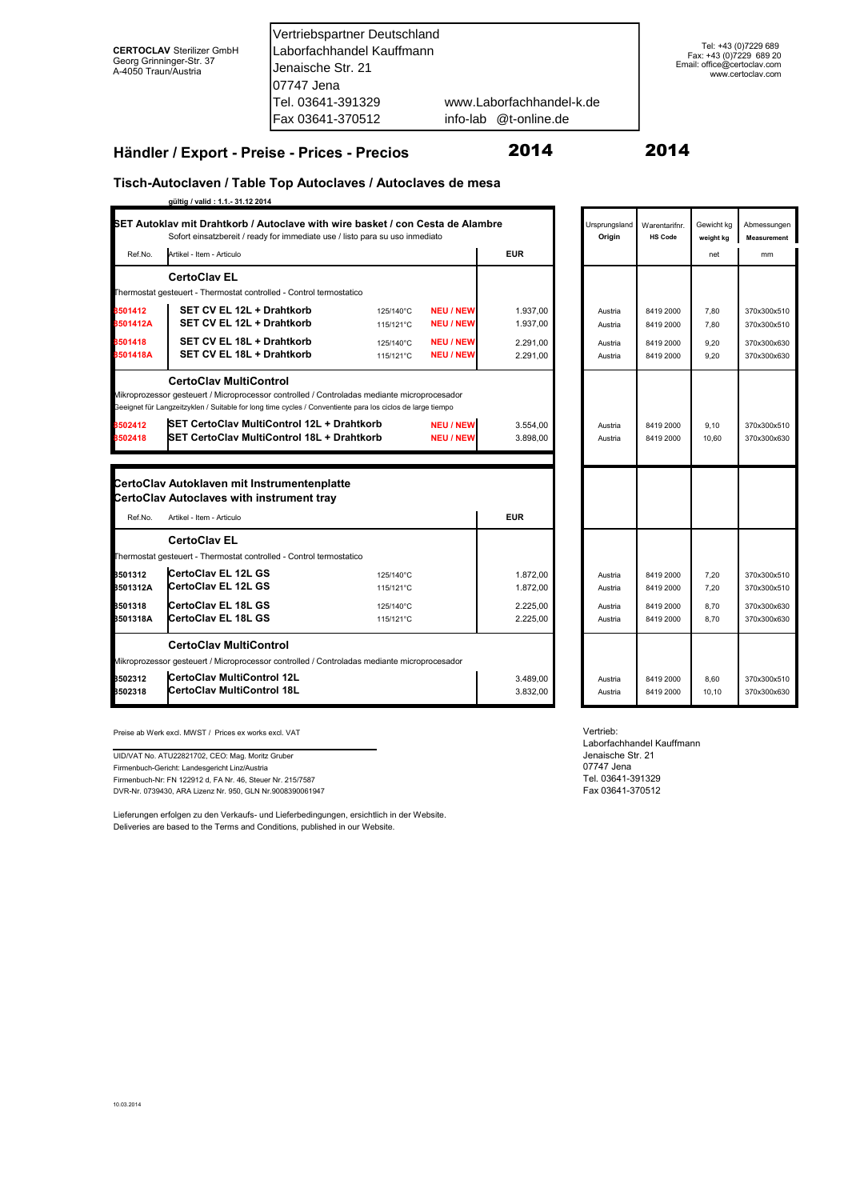**CERTOCLAV** Sterilizer GmbH
Georg Grinninger-Str. 37
A-4050 Traun/Austria

Vertriebspartner Deutschland
Laborfachhandel Kauffmann
Jenaische Str. 21
07747 Jena
Tel. 03641-391329 www.Laborfachhandel-k.de
Fax 03641-370512 info-lab @t-online.de

Tel: +43 (0)7229 689
Fax: +43 (0)7229 689 20
Email: office@certoclav.com
www.certoclav.com

## Händler / Export - Preise - Prices - Precios 2014 2014

### Tisch-Autoclaven / Table Top Autoclaves / Autoclaves de mesa

**gültig / valid : 1.1.- 31.12 2014**

**SET Autoklav mit Drahtkorb / Autoclave with wire basket / con Cesta de Alambre**
Sofort einsatzbereit / ready for immediate use / listo para su uso inmediato

| Ref.No. | Artikel - Item - Articulo | | | EUR | Ursprungsland Origin | Warentarifnr. HS Code | Gewicht kg weight kg net | Abmessungen Measurement mm |
|---|---|---|---|---|---|---|---|---|
| | **CertoClav EL** | | | | | | | |
| | Thermostat gesteuert - Thermostat controlled - Control termostatico | | | | | | | |
| 8501412 | **SET CV EL 12L + Drahtkorb** | 125/140°C | NEU / NEW | 1.937,00 | Austria | 8419 2000 | 7,80 | 370x300x510 |
| 8501412A | **SET CV EL 12L + Drahtkorb** | 115/121°C | NEU / NEW | 1.937,00 | Austria | 8419 2000 | 7,80 | 370x300x510 |
| 8501418 | **SET CV EL 18L + Drahtkorb** | 125/140°C | NEU / NEW | 2.291,00 | Austria | 8419 2000 | 9,20 | 370x300x630 |
| 8501418A | **SET CV EL 18L + Drahtkorb** | 115/121°C | NEU / NEW | 2.291,00 | Austria | 8419 2000 | 9,20 | 370x300x630 |
| | **CertoClav MultiControl** | | | | | | | |
| | Mikroprozessor gesteuert / Microprocessor controlled / Controladas mediante microprocesador<br>Geeignet für Langzeitzyklen / Suitable for long time cycles / Conventiente para los ciclos de large tiempo | | | | | | | |
| 8502412 | **SET CertoClav MultiControl 12L + Drahtkorb** | | NEU / NEW | 3.554,00 | Austria | 8419 2000 | 9,10 | 370x300x510 |
| 8502418 | **SET CertoClav MultiControl 18L + Drahtkorb** | | NEU / NEW | 3.898,00 | Austria | 8419 2000 | 10,60 | 370x300x630 |

**CertoClav Autoklaven mit Instrumentenplatte**
**CertoClav Autoclaves with instrument tray**

| Ref.No. | Artikel - Item - Articulo | | EUR | Ursprungsland Origin | Warentarifnr. HS Code | Gewicht kg weight kg net | Abmessungen Measurement mm |
|---|---|---|---|---|---|---|---|
| | **CertoClav EL** | | | | | | |
| | Thermostat gesteuert - Thermostat controlled - Control termostatico | | | | | | |
| 8501312 | **CertoClav EL 12L GS** | 125/140°C | 1.872,00 | Austria | 8419 2000 | 7,20 | 370x300x510 |
| 8501312A | **CertoClav EL 12L GS** | 115/121°C | 1.872,00 | Austria | 8419 2000 | 7,20 | 370x300x510 |
| 8501318 | **CertoClav EL 18L GS** | 125/140°C | 2.225,00 | Austria | 8419 2000 | 8,70 | 370x300x630 |
| 8501318A | **CertoClav EL 18L GS** | 115/121°C | 2.225,00 | Austria | 8419 2000 | 8,70 | 370x300x630 |
| | **CertoClav MultiControl** | | | | | | |
| | Mikroprozessor gesteuert / Microprocessor controlled / Controladas mediante microprocesador | | | | | | |
| 8502312 | **CertoClav MultiControl 12L** | | 3.489,00 | Austria | 8419 2000 | 8,60 | 370x300x510 |
| 8502318 | **CertoClav MultiControl 18L** | | 3.832,00 | Austria | 8419 2000 | 10,10 | 370x300x630 |

Preise ab Werk excl. MWST / Prices ex works excl. VAT

UID/VAT No. ATU22821702, CEO: Mag. Moritz Gruber
Firmenbuch-Gericht: Landesgericht Linz/Austria
Firmenbuch-Nr: FN 122912 d, FA Nr. 46, Steuer Nr. 215/7587
DVR-Nr. 0739430, ARA Lizenz Nr. 950, GLN Nr.9008390061947

Lieferungen erfolgen zu den Verkaufs- und Lieferbedingungen, ersichtlich in der Website.
Deliveries are based to the Terms and Conditions, published in our Website.

Vertrieb:
Laborfachhandel Kauffmann
Jenaische Str. 21
07747 Jena
Tel. 03641-391329
Fax 03641-370512

10.03.2014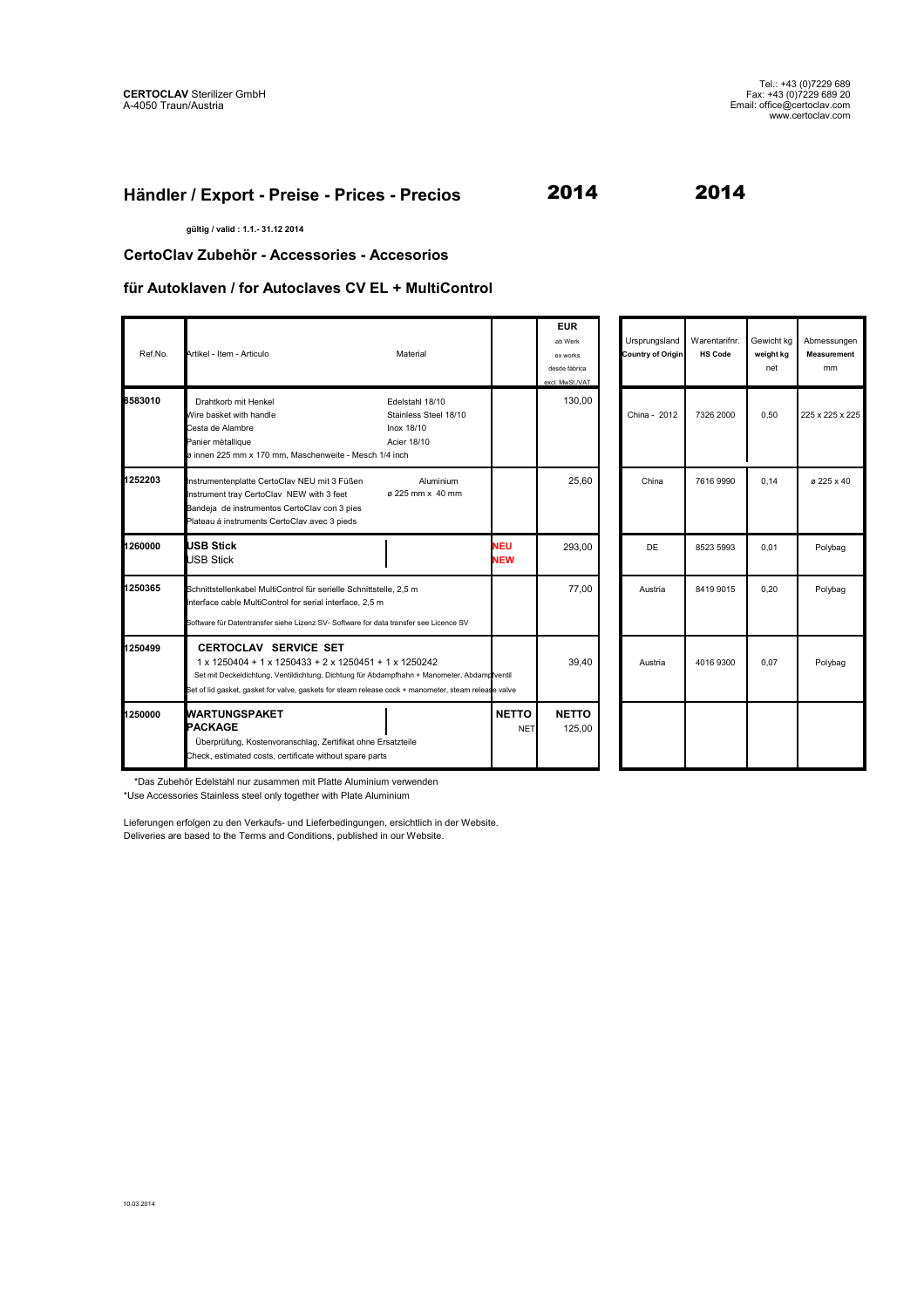**CERTOCLAV** Sterilizer GmbH
A-4050 Traun/Austria

Tel.: +43 (0)7229 689
Fax: +43 (0)7229 689 20
Email: office@certoclav.com
www.certoclav.com

# Händler / Export - Preise - Prices - Precios 2014 2014

**gültig / valid : 1.1.- 31.12 2014**

## CertoClav Zubehör - Accessories - Accesorios

## für Autoklaven / for Autoclaves CV EL + MultiControl

| Ref.No. | Artikel - Item - Articulo | Material | | EUR ab Werk ex works desde fábrica excl. MwSt./VAT | Ursprungsland Country of Origin | Warentarifnr. HS Code | Gewicht kg weight kg net | Abmessungen Measurement mm |
|---|---|---|---|---|---|---|---|---|
| 8583010 | Drahtkorb mit Henkel<br>Wire basket with handle<br>Cesta de Alambre<br>Panier métallique<br>ø innen 225 mm x 170 mm, Maschenweite - Mesch 1/4 inch | Edelstahl 18/10<br>Stainless Steel 18/10<br>Inox 18/10<br>Acier 18/10 | | 130,00 | China - 2012 | 7326 2000 | 0,50 | 225 x 225 x 225 |
| 1252203 | Instrumentenplatte CertoClav NEU mit 3 Füßen<br>Instrument tray CertoClav NEW with 3 feet<br>Bandeja de instrumentos CertoClav con 3 pies<br>Plateau à instruments CertoClav avec 3 pieds | Aluminium<br>ø 225 mm x 40 mm | | 25,60 | China | 7616 9990 | 0,14 | ø 225 x 40 |
| 1260000 | **USB Stick**<br>USB Stick | | **NEU NEW** | 293,00 | DE | 8523 5993 | 0,01 | Polybag |
| 1250365 | Schnittstellenkabel MultiControl für serielle Schnittstelle, 2,5 m<br>Interface cable MultiControl for serial interface, 2,5 m<br>Software für Datentransfer siehe Lizenz SV- Software for data transfer see Licence SV | | | 77,00 | Austria | 8419 9015 | 0,20 | Polybag |
| 1250499 | **CERTOCLAV SERVICE SET**<br>1 x 1250404 + 1 x 1250433 + 2 x 1250451 + 1 x 1250242<br>Set mit Deckeldichtung, Ventildichtung, Dichtung für Abdampfhahn + Manometer, Abdampfventil<br>Set of lid gasket, gasket for valve, gaskets for steam release cock + manometer, steam release valve | | | 39,40 | Austria | 4016 9300 | 0,07 | Polybag |
| 1250000 | **WARTUNGSPAKET PACKAGE**<br>Überprüfung, Kostenvoranschlag, Zertifikat ohne Ersatzteile<br>Check, estimated costs, certificate without spare parts | | **NETTO** NET | **NETTO** 125,00 | | | | |

*Das Zubehör Edelstahl nur zusammen mit Platte Aluminium verwenden
*Use Accessories Stainless steel only together with Plate Aluminium

Lieferungen erfolgen zu den Verkaufs- und Lieferbedingungen, ersichtlich in der Website.
Deliveries are based to the Terms and Conditions, published in our Website.

10.03.2014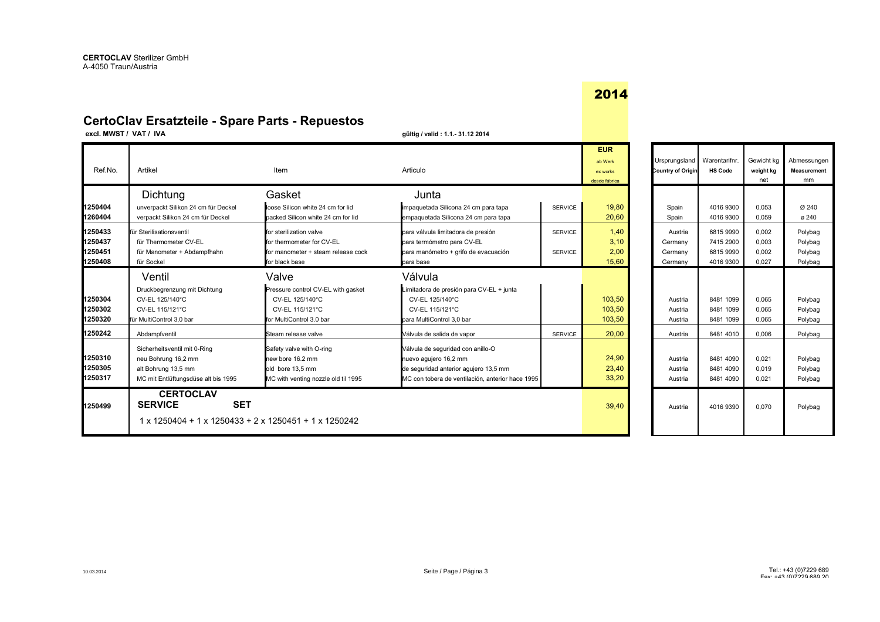**CERTOCLAV** Sterilizer GmbH
A-4050 Traun/Austria

**2014**

# CertoClav Ersatzteile - Spare Parts - Repuestos

**excl. MWST / VAT / IVA** **gültig / valid : 1.1.- 31.12 2014**

| Ref.No. | Artikel | Item | Articulo | | EUR ab Werk ex works desde fábrica | Ursprungsland Country of Origin | Warentarifnr. HS Code | Gewicht kg weight kg net | Abmessungen Measurement mm |
|---|---|---|---|---|---|---|---|---|---|
| | Dichtung | Gasket | Junta | | | | | | |
| 1250404 | unverpackt Silikon 24 cm für Deckel | loose Silicon white 24 cm for lid | impaquetada Silicona 24 cm para tapa | SERVICE | 19,80 | Spain | 4016 9300 | 0,053 | Ø 240 |
| 1260404 | verpackt Silikon 24 cm für Deckel | packed Silicon white 24 cm for lid | empaquetada Silicona 24 cm para tapa | | 20,60 | Spain | 4016 9300 | 0,059 | ø 240 |
| 1250433 | für Sterilisationsventil | for sterilization valve | para válvula limitadora de presión | SERVICE | 1,40 | Austria | 6815 9990 | 0,002 | Polybag |
| 1250437 | für Thermometer CV-EL | for thermometer for CV-EL | para termómetro para CV-EL | | 3,10 | Germany | 7415 2900 | 0,003 | Polybag |
| 1250451 | für Manometer + Abdampfhahn | for manometer + steam release cock | para manómetro + grifo de evacuación | SERVICE | 2,00 | Germany | 6815 9990 | 0,002 | Polybag |
| 1250408 | für Sockel | for black base | para base | | 15,60 | Germany | 4016 9300 | 0,027 | Polybag |
| | Ventil | Valve | Válvula | | | | | | |
| | Druckbegrenzung mit Dichtung | Pressure control CV-EL with gasket | Limitadora de presión para CV-EL + junta | | | | | | |
| 1250304 | CV-EL 125/140°C | CV-EL 125/140°C | CV-EL 125/140°C | | 103,50 | Austria | 8481 1099 | 0,065 | Polybag |
| 1250302 | CV-EL 115/121°C | CV-EL 115/121°C | CV-EL 115/121°C | | 103,50 | Austria | 8481 1099 | 0,065 | Polybag |
| 1250320 | für MultiControl 3,0 bar | for MultiControl 3.0 bar | para MultiControl 3,0 bar | | 103,50 | Austria | 8481 1099 | 0,065 | Polybag |
| 1250242 | Abdampfventil | Steam release valve | Válvula de salida de vapor | SERVICE | 20,00 | Austria | 8481 4010 | 0,006 | Polybag |
| | Sicherheitsventil mit 0-Ring | Safety valve with O-ring | Válvula de seguridad con anillo-O | | | | | | |
| 1250310 | neu Bohrung 16,2 mm | new bore 16.2 mm | nuevo agujero 16,2 mm | | 24,90 | Austria | 8481 4090 | 0,021 | Polybag |
| 1250305 | alt Bohrung 13,5 mm | old bore 13,5 mm | de seguridad anterior agujero 13,5 mm | | 23,40 | Austria | 8481 4090 | 0,019 | Polybag |
| 1250317 | MC mit Entlüftungsdüse alt bis 1995 | MC with venting nozzle old til 1995 | MC con tobera de ventilación, anterior hace 1995 | | 33,20 | Austria | 8481 4090 | 0,021 | Polybag |
| 1250499 | **CERTOCLAV SERVICE SET** 1 x 1250404 + 1 x 1250433 + 2 x 1250451 + 1 x 1250242 | | | | 39,40 | Austria | 4016 9390 | 0,070 | Polybag |

10.03.2014

Tel.: +43 (0)7229 689
Fax: +43 (0)7229 689 20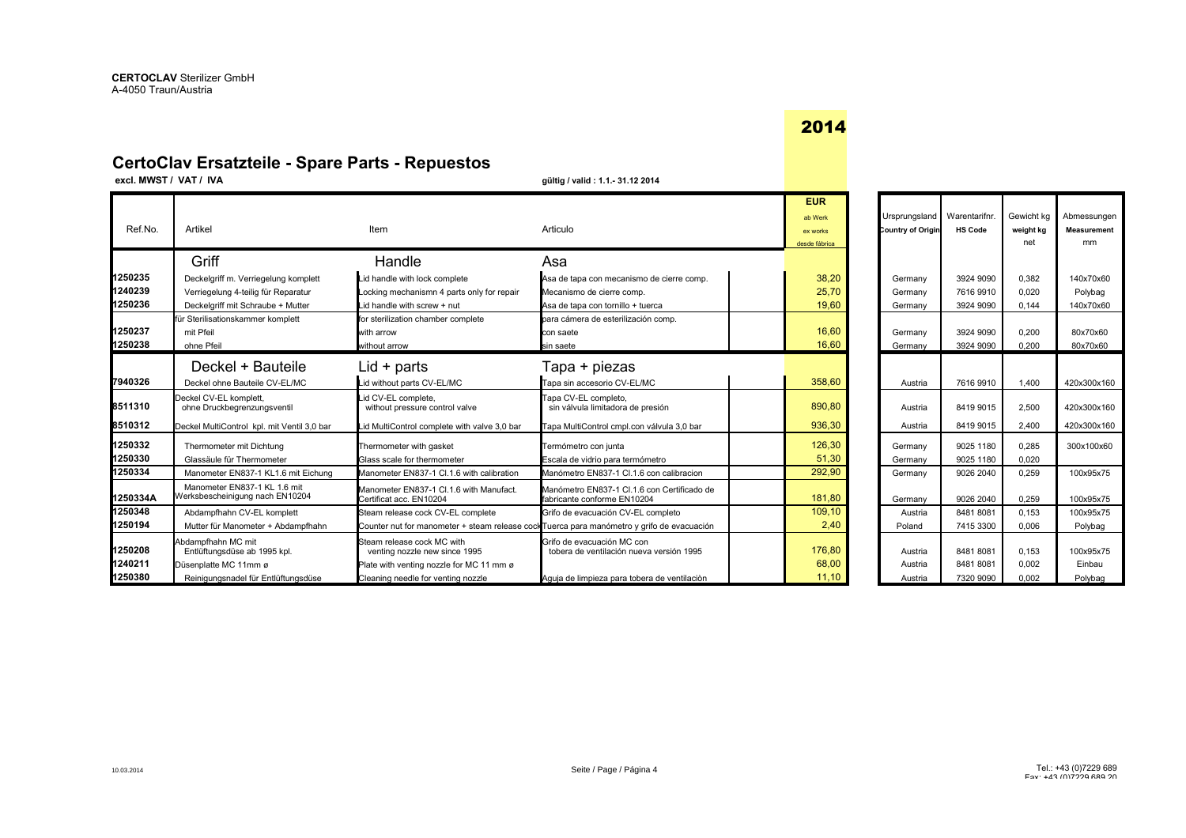**CERTOCLAV** Sterilizer GmbH
A-4050 Traun/Austria

# 2014

## CertoClav Ersatzteile - Spare Parts - Repuestos

**excl. MWST / VAT / IVA** — **gültig / valid : 1.1.- 31.12 2014**

| Ref.No. | Artikel | Item | Articulo | EUR ab Werk ex works desde fábrica | Ursprungsland Country of Origin | Warentarifnr. HS Code | Gewicht kg weight kg net | Abmessungen Measurement mm |
|---|---|---|---|---|---|---|---|---|
| | **Griff** | **Handle** | **Asa** | | | | | |
| 1250235 | Deckelgriff m. Verriegelung komplett | Lid handle with lock complete | Asa de tapa con mecanismo de cierre comp. | 38,20 | Germany | 3924 9090 | 0,382 | 140x70x60 |
| 1240239 | Verriegelung 4-teilig für Reparatur | Locking mechanismn 4 parts only for repair | Mecanismo de cierre comp. | 25,70 | Germany | 7616 9910 | 0,020 | Polybag |
| 1250236 | Deckelgriff mit Schraube + Mutter | Lid handle with screw + nut | Asa de tapa con tornillo + tuerca | 19,60 | Germany | 3924 9090 | 0,144 | 140x70x60 |
| | für Sterilisationskammer komplett | for sterilization chamber complete | para cámera de esterilización comp. | | | | | |
| 1250237 | mit Pfeil | with arrow | con saete | 16,60 | Germany | 3924 9090 | 0,200 | 80x70x60 |
| 1250238 | ohne Pfeil | without arrow | sin saete | 16,60 | Germany | 3924 9090 | 0,200 | 80x70x60 |
| | **Deckel + Bauteile** | **Lid + parts** | **Tapa + piezas** | | | | | |
| 7940326 | Deckel ohne Bauteile CV-EL/MC | Lid without parts CV-EL/MC | Tapa sin accesorio CV-EL/MC | 358,60 | Austria | 7616 9910 | 1,400 | 420x300x160 |
| 8511310 | Deckel CV-EL komplett, ohne Druckbegrenzungsventil | Lid CV-EL complete, without pressure control valve | Tapa CV-EL completo, sin válvula limitadora de presión | 890,80 | Austria | 8419 9015 | 2,500 | 420x300x160 |
| 8510312 | Deckel MultiControl kpl. mit Ventil 3,0 bar | Lid MultiControl complete with valve 3,0 bar | Tapa MultiControl cmpl.con válvula 3,0 bar | 936,30 | Austria | 8419 9015 | 2,400 | 420x300x160 |
| 1250332 | Thermometer mit Dichtung | Thermometer with gasket | Termómetro con junta | 126,30 | Germany | 9025 1180 | 0,285 | 300x100x60 |
| 1250330 | Glassäule für Thermometer | Glass scale for thermometer | Escala de vidrio para termómetro | 51,30 | Germany | 9025 1180 | 0,020 | |
| 1250334 | Manometer EN837-1 KL1.6 mit Eichung | Manometer EN837-1 Cl.1.6 with calibration | Manómetro EN837-1 Cl.1.6 con calibracion | 292,90 | Germany | 9026 2040 | 0,259 | 100x95x75 |
| 1250334A | Manometer EN837-1 KL 1.6 mit Werksbescheinigung nach EN10204 | Manometer EN837-1 Cl.1.6 with Manufact. Certificat acc. EN10204 | Manómetro EN837-1 Cl.1.6 con Certificado de fabricante conforme EN10204 | 181,80 | Germany | 9026 2040 | 0,259 | 100x95x75 |
| 1250348 | Abdampfhahn CV-EL komplett | Steam release cock CV-EL complete | Grifo de evacuación CV-EL completo | 109,10 | Austria | 8481 8081 | 0,153 | 100x95x75 |
| 1250194 | Mutter für Manometer + Abdampfhahn | Counter nut for manometer + steam release cock | Tuerca para manómetro y grifo de evacuación | 2,40 | Poland | 7415 3300 | 0,006 | Polybag |
| 1250208 | Abdampfhahn MC mit Entlüftungsdüse ab 1995 kpl. | Steam release cock MC with venting nozzle new since 1995 | Grifo de evacuación MC con tobera de ventilación nueva versión 1995 | 176,80 | Austria | 8481 8081 | 0,153 | 100x95x75 |
| 1240211 | Düsenplatte MC 11mm ø | Plate with venting nozzle for MC 11 mm ø | | 68,00 | Austria | 8481 8081 | 0,002 | Einbau |
| 1250380 | Reinigungsnadel für Entlüftungsdüse | Cleaning needle for venting nozzle | Aguja de limpieza para tobera de ventilaciòn | 11,10 | Austria | 7320 9090 | 0,002 | Polybag |

10.03.2014

Tel.: +43 (0)7229 689
Fax: +43 (0)7229 689 20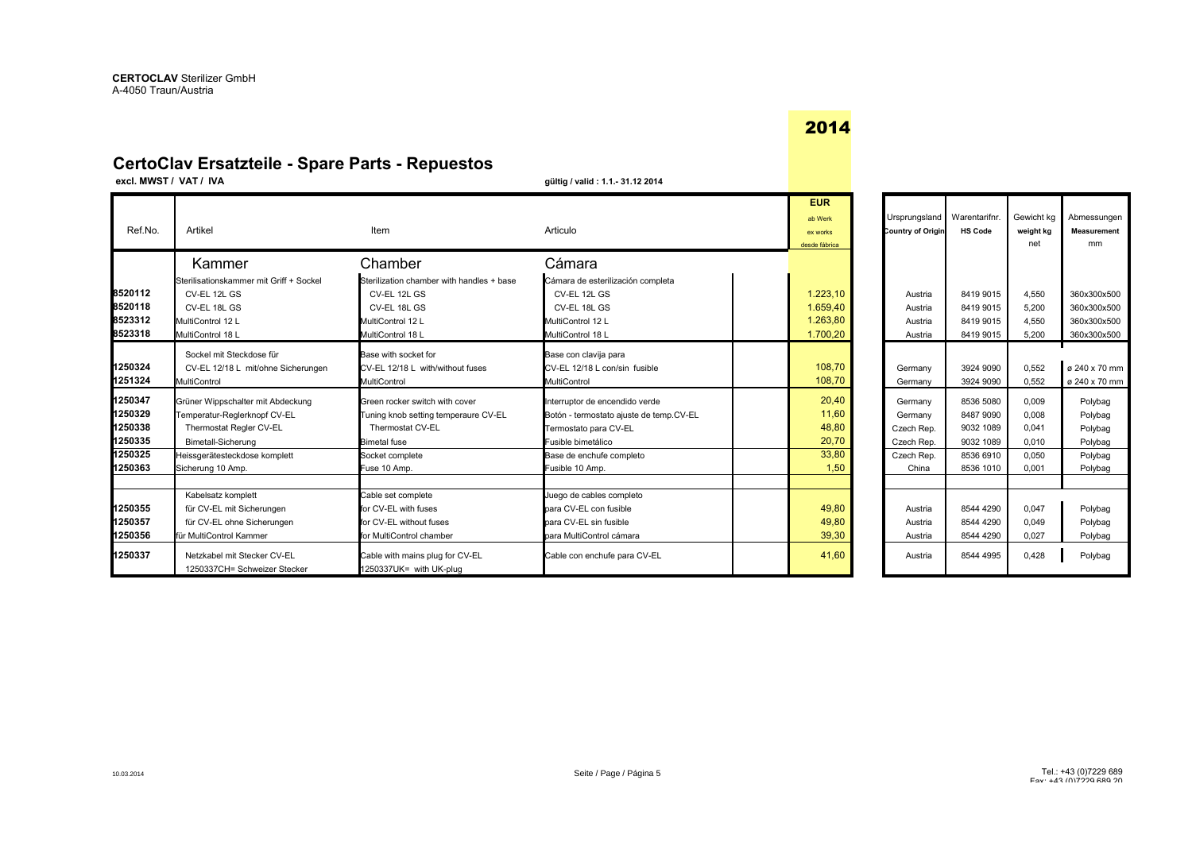**CERTOCLAV** Sterilizer GmbH
A-4050 Traun/Austria

# 2014

## CertoClav Ersatzteile - Spare Parts - Repuestos

**excl. MWST / VAT / IVA** **gültig / valid : 1.1.- 31.12 2014**

| Ref.No. | Artikel | Item | Articulo | EUR ab Werk ex works desde fábrica | Ursprungsland Country of Origin | Warentarifnr. HS Code | Gewicht kg weight kg net | Abmessungen Measurement mm |
|---|---|---|---|---|---|---|---|---|
| | Kammer | Chamber | Cámara | | | | | |
| | Sterilisationskammer mit Griff + Sockel | Sterilization chamber with handles + base | Cámara de esterilización completa | | | | | |
| 8520112 | CV-EL 12L GS | CV-EL 12L GS | CV-EL 12L GS | 1.223,10 | Austria | 8419 9015 | 4,550 | 360x300x500 |
| 8520118 | CV-EL 18L GS | CV-EL 18L GS | CV-EL 18L GS | 1.659,40 | Austria | 8419 9015 | 5,200 | 360x300x500 |
| 8523312 | MultiControl 12 L | MultiControl 12 L | MultiControl 12 L | 1.263,80 | Austria | 8419 9015 | 4,550 | 360x300x500 |
| 8523318 | MultiControl 18 L | MultiControl 18 L | MultiControl 18 L | 1.700,20 | Austria | 8419 9015 | 5,200 | 360x300x500 |
| | Sockel mit Steckdose für | Base with socket for | Base con clavija para | | | | | |
| 1250324 | CV-EL 12/18 L mit/ohne Sicherungen | CV-EL 12/18 L with/without fuses | CV-EL 12/18 L con/sin fusible | 108,70 | Germany | 3924 9090 | 0,552 | ø 240 x 70 mm |
| 1251324 | MultiControl | MultiControl | MultiControl | 108,70 | Germany | 3924 9090 | 0,552 | ø 240 x 70 mm |
| 1250347 | Grüner Wippschalter mit Abdeckung | Green rocker switch with cover | Interruptor de encendido verde | 20,40 | Germany | 8536 5080 | 0,009 | Polybag |
| 1250329 | Temperatur-Reglerknopf CV-EL | Tuning knob setting temperaure CV-EL | Botón - termostato ajuste de temp.CV-EL | 11,60 | Germany | 8487 9090 | 0,008 | Polybag |
| 1250338 | Thermostat Regler CV-EL | Thermostat CV-EL | Termostato para CV-EL | 48,80 | Czech Rep. | 9032 1089 | 0,041 | Polybag |
| 1250335 | Bimetall-Sicherung | Bimetal fuse | Fusible bimetálico | 20,70 | Czech Rep. | 9032 1089 | 0,010 | Polybag |
| 1250325 | Heissgerätesteckdose komplett | Socket complete | Base de enchufe completo | 33,80 | Czech Rep. | 8536 6910 | 0,050 | Polybag |
| 1250363 | Sicherung 10 Amp. | Fuse 10 Amp. | Fusible 10 Amp. | 1,50 | China | 8536 1010 | 0,001 | Polybag |
| | Kabelsatz komplett | Cable set complete | Juego de cables completo | | | | | |
| 1250355 | für CV-EL mit Sicherungen | for CV-EL with fuses | para CV-EL con fusible | 49,80 | Austria | 8544 4290 | 0,047 | Polybag |
| 1250357 | für CV-EL ohne Sicherungen | for CV-EL without fuses | para CV-EL sin fusible | 49,80 | Austria | 8544 4290 | 0,049 | Polybag |
| 1250356 | für MultiControl Kammer | for MultiControl chamber | para MultiControl cámara | 39,30 | Austria | 8544 4290 | 0,027 | Polybag |
| 1250337 | Netzkabel mit Stecker CV-EL 1250337CH= Schweizer Stecker | Cable with mains plug for CV-EL 1250337UK= with UK-plug | Cable con enchufe para CV-EL | 41,60 | Austria | 8544 4995 | 0,428 | Polybag |

10.03.2014

Tel.: +43 (0)7229 689
Fax: +43 (0)7229 689 20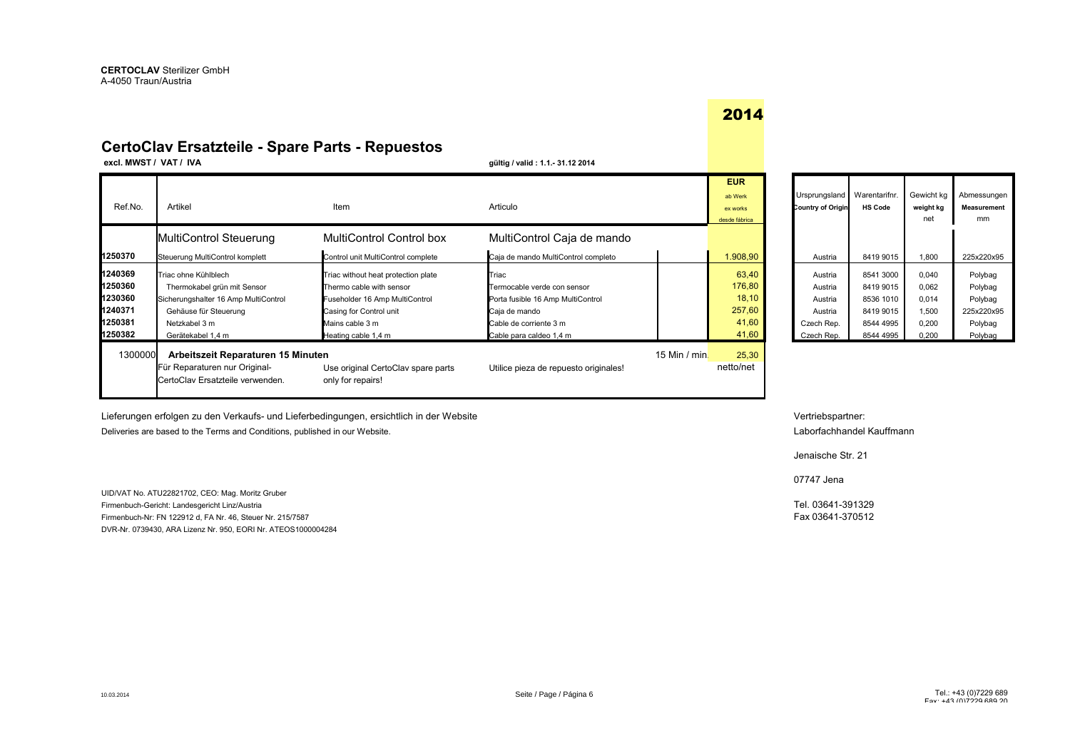**CERTOCLAV** Sterilizer GmbH
A-4050 Traun/Austria

**2014**

## CertoClav Ersatzteile - Spare Parts - Repuestos

**excl. MWST / VAT / IVA**

**gültig / valid : 1.1.- 31.12 2014**

| Ref.No. | Artikel | Item | Articulo | | EUR ab Werk ex works desde fábrica | Ursprungsland Country of Origin | Warentarifnr. HS Code | Gewicht kg weight kg net | Abmessungen Measurement mm |
|---|---|---|---|---|---|---|---|---|---|
| | MultiControl Steuerung | MultiControl Control box | MultiControl Caja de mando | | | | | | |
| **1250370** | Steuerung MultiControl komplett | Control unit MultiControl complete | Caja de mando MultiControl completo | | 1.908,90 | Austria | 8419 9015 | 1,800 | 225x220x95 |
| **1240369** | Triac ohne Kühlblech | Triac without heat protection plate | Triac | | 63,40 | Austria | 8541 3000 | 0,040 | Polybag |
| **1250360** | Thermokabel grün mit Sensor | Thermo cable with sensor | Termocable verde con sensor | | 176,80 | Austria | 8419 9015 | 0,062 | Polybag |
| **1230360** | Sicherungshalter 16 Amp MultiControl | Fuseholder 16 Amp MultiControl | Porta fusible 16 Amp MultiControl | | 18,10 | Austria | 8536 1010 | 0,014 | Polybag |
| **1240371** | Gehäuse für Steuerung | Casing for Control unit | Caja de mando | | 257,60 | Austria | 8419 9015 | 1,500 | 225x220x95 |
| **1250381** | Netzkabel 3 m | Mains cable 3 m | Cable de corriente 3 m | | 41,60 | Czech Rep. | 8544 4995 | 0,200 | Polybag |
| **1250382** | Gerätekabel 1,4 m | Heating cable 1,4 m | Cable para caldeo 1,4 m | | 41,60 | Czech Rep. | 8544 4995 | 0,200 | Polybag |
| 1300000 | **Arbeitszeit Reparaturen 15 Minuten** | | | 15 Min / min. | 25,30 | | | | |
| | Für Reparaturen nur Original-CertoClav Ersatzteile verwenden. | Use original CertoClav spare parts only for repairs! | Utilice pieza de repuesto originales! | | netto/net | | | | |

Lieferungen erfolgen zu den Verkaufs- und Lieferbedingungen, ersichtlich in der Website

Deliveries are based to the Terms and Conditions, published in our Website.

Vertriebspartner:
Laborfachhandel Kauffmann

Jenaische Str. 21

07747 Jena

Tel. 03641-391329
Fax 03641-370512

UID/VAT No. ATU22821702, CEO: Mag. Moritz Gruber
Firmenbuch-Gericht: Landesgericht Linz/Austria
Firmenbuch-Nr: FN 122912 d, FA Nr. 46, Steuer Nr. 215/7587
DVR-Nr. 0739430, ARA Lizenz Nr. 950, EORI Nr. ATEOS1000004284